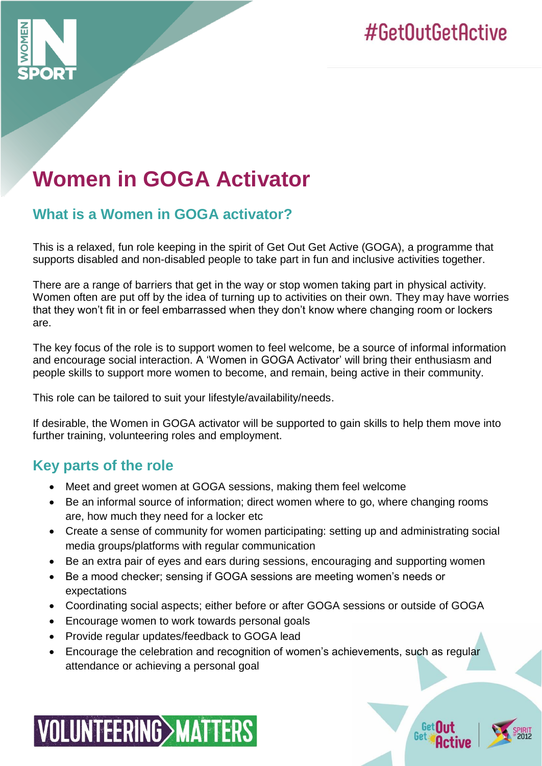#GetOutGetActive

# Women in GOGA Activator

## What is a Women in GOGA activator?

This is a relaxed, fun role keeping in the spirit of Get Out Get Active (GOGA), a programme that supports disabled and non-disabled people to take part in fun and inclusive activities together.

There are a range of barriers that get in the way or stop women taking part in physical activity. Women often are put off by the idea of turning up to activities on their own. They may have worries that they won't fit in or feel embarrassed when they don't know where changing room or lockers are.

The key focus of the role is to support women to feel welcome, be a source of informal information and encourage social interaction. A 'Women in GOGA Activator' will bring their enthusiasm and people skills to support more women to become, and remain, being active in their community.

This role can be tailored to suit your lifestyle/availability/needs.

If desirable, the Women in GOGA activator will be supported to gain skills to help them move into further training, volunteering roles and employment.

## Key parts of the role

- Meet and greet women at GOGA sessions, making them feel welcome
- Be an informal source of information; direct women where to go, where changing rooms are, how much they need for a locker etc
- Create a sense of community for women participating: setting up and administrating social media groups/platforms with regular communication
- Be an extra pair of eyes and ears during sessions, encouraging and supporting women
- Be a mood checker; sensing if GOGA sessions are meeting women's needs or expectations
- Coordinating social aspects; either before or after GOGA sessions or outside of GOGA
- Encourage women to work towards personal goals
- Provide regular updates/feedback to GOGA lead
- Encourage the celebration and recognition of women's achievements, such as regular attendance or achieving a personal goal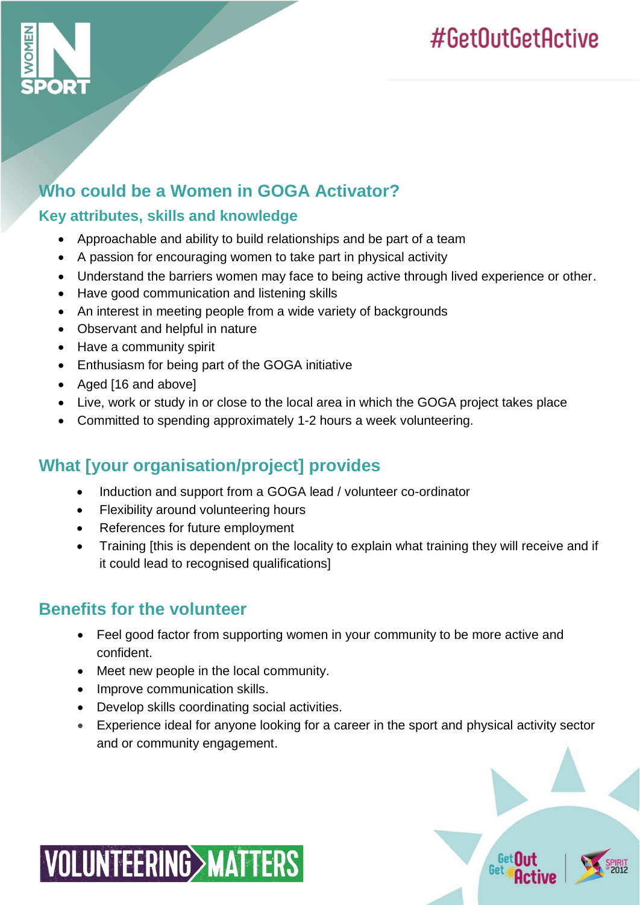#GetOutGetActive

## Who could be a Women in GOGA Activator?

### Key attributes, skills and knowledge

- Approachable and ability to build relationships and be part of a team
- A passion for encouraging women to take part in physical activity
- Understand the barriers women may face to being active through lived experience or other.
- Have good communication and listening skills
- An interest in meeting people from a wide variety of backgrounds
- Observant and helpful in nature
- Have a community spirit
- Enthusiasm for being part of the GOGA initiative
- Aged [16 and above]
- Live, work or study in or close to the local area in which the GOGA project takes place
- Committed to spending approximately 1-2 hours a week volunteering.

## What [your organisation/project] provides

- Induction and support from a GOGA lead / volunteer co-ordinator
- Flexibility around volunteering hours
- References for future employment
- Training [this is dependent on the locality to explain what training they will receive and if it could lead to recognised qualifications]

## Benefits for the volunteer

- Feel good factor from supporting women in your community to be more active and confident.
- Meet new people in the local community.
- Improve communication skills.
- Develop skills coordinating social activities.
- Experience ideal for anyone looking for a career in the sport and physical activity sector and or community engagement.